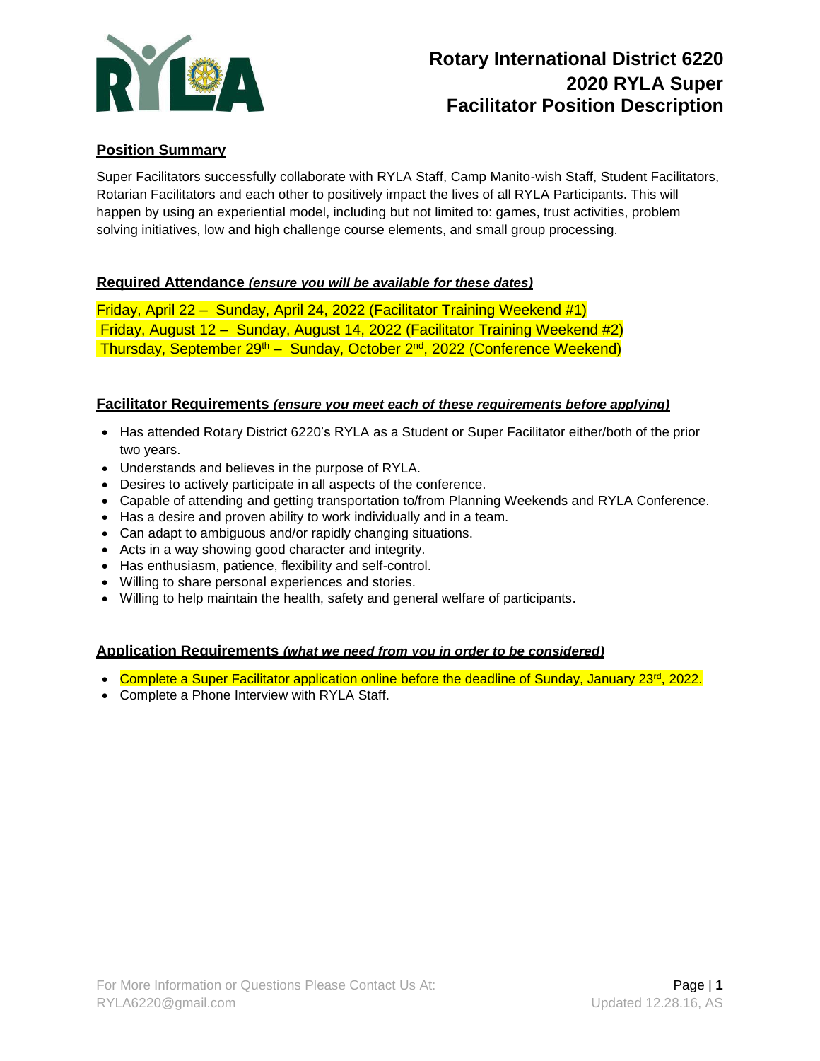# Rotary International District 6220
# 2020 RYLA Super Facilitator Position Description

## Position Summary

Super Facilitators successfully collaborate with RYLA Staff, Camp Manito-wish Staff, Student Facilitators, Rotarian Facilitators and each other to positively impact the lives of all RYLA Participants. This will happen by using an experiential model, including but not limited to: games, trust activities, problem solving initiatives, low and high challenge course elements, and small group processing.

## Required Attendance *(ensure you will be available for these dates)*

Friday, April 22 – Sunday, April 24, 2022 (Facilitator Training Weekend #1)
Friday, August 12 – Sunday, August 14, 2022 (Facilitator Training Weekend #2)
Thursday, September 29th – Sunday, October 2nd, 2022 (Conference Weekend)

## Facilitator Requirements *(ensure you meet each of these requirements before applying)*

- Has attended Rotary District 6220's RYLA as a Student or Super Facilitator either/both of the prior two years.
- Understands and believes in the purpose of RYLA.
- Desires to actively participate in all aspects of the conference.
- Capable of attending and getting transportation to/from Planning Weekends and RYLA Conference.
- Has a desire and proven ability to work individually and in a team.
- Can adapt to ambiguous and/or rapidly changing situations.
- Acts in a way showing good character and integrity.
- Has enthusiasm, patience, flexibility and self-control.
- Willing to share personal experiences and stories.
- Willing to help maintain the health, safety and general welfare of participants.

## Application Requirements *(what we need from you in order to be considered)*

- Complete a Super Facilitator application online before the deadline of Sunday, January 23rd, 2022.
- Complete a Phone Interview with RYLA Staff.

For More Information or Questions Please Contact Us At:
RYLA6220@gmail.com

Updated 12.28.16, AS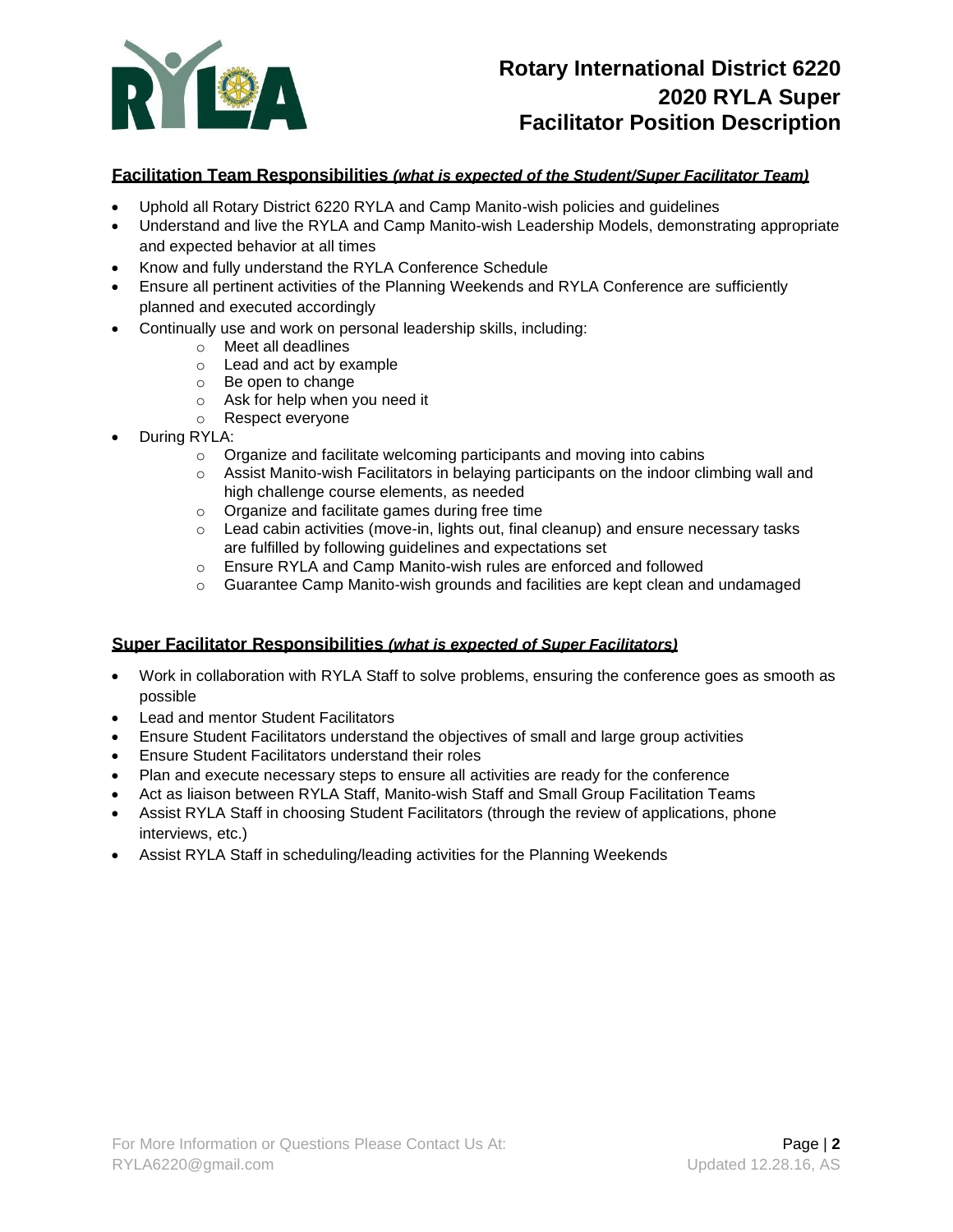# Rotary International District 6220 2020 RYLA Super Facilitator Position Description

## Facilitation Team Responsibilities *(what is expected of the Student/Super Facilitator Team)*

- Uphold all Rotary District 6220 RYLA and Camp Manito-wish policies and guidelines
- Understand and live the RYLA and Camp Manito-wish Leadership Models, demonstrating appropriate and expected behavior at all times
- Know and fully understand the RYLA Conference Schedule
- Ensure all pertinent activities of the Planning Weekends and RYLA Conference are sufficiently planned and executed accordingly
- Continually use and work on personal leadership skills, including:
  - Meet all deadlines
  - Lead and act by example
  - Be open to change
  - Ask for help when you need it
  - Respect everyone
- During RYLA:
  - Organize and facilitate welcoming participants and moving into cabins
  - Assist Manito-wish Facilitators in belaying participants on the indoor climbing wall and high challenge course elements, as needed
  - Organize and facilitate games during free time
  - Lead cabin activities (move-in, lights out, final cleanup) and ensure necessary tasks are fulfilled by following guidelines and expectations set
  - Ensure RYLA and Camp Manito-wish rules are enforced and followed
  - Guarantee Camp Manito-wish grounds and facilities are kept clean and undamaged

## Super Facilitator Responsibilities *(what is expected of Super Facilitators)*

- Work in collaboration with RYLA Staff to solve problems, ensuring the conference goes as smooth as possible
- Lead and mentor Student Facilitators
- Ensure Student Facilitators understand the objectives of small and large group activities
- Ensure Student Facilitators understand their roles
- Plan and execute necessary steps to ensure all activities are ready for the conference
- Act as liaison between RYLA Staff, Manito-wish Staff and Small Group Facilitation Teams
- Assist RYLA Staff in choosing Student Facilitators (through the review of applications, phone interviews, etc.)
- Assist RYLA Staff in scheduling/leading activities for the Planning Weekends

For More Information or Questions Please Contact Us At:
RYLA6220@gmail.com

Updated 12.28.16, AS